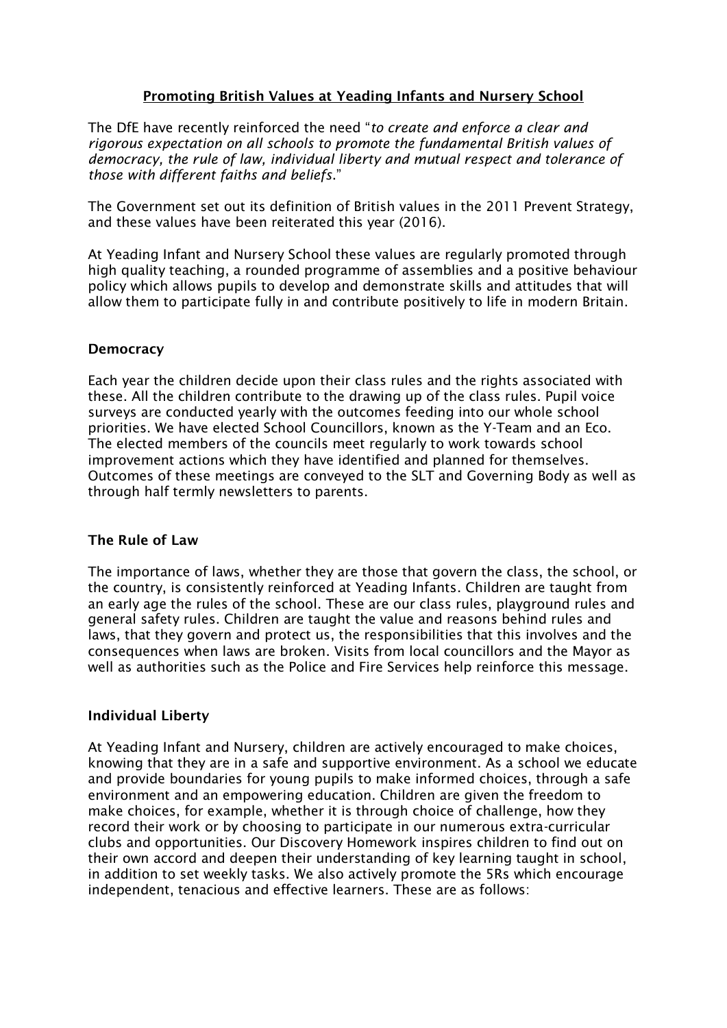# <u>Promoting British Values at Yeading Infants and Nursery School</u>

The DfE have recently reinforced the need "*to create and enforce a clear and rigorous expectation on all schools to promote the fundamental British values of democracy, the rule of law, individual liberty and mutual respect and tolerance of those with different faiths and beliefs*."

The Government set out its definition of British values in the 2011 Prevent Strategy, and these values have been reiterated this year (2016).

At Yeading Infant and Nursery School these values are regularly promoted through high quality teaching, a rounded programme of assemblies and a positive behaviour policy which allows pupils to develop and demonstrate skills and attitudes that will allow them to participate fully in and contribute positively to life in modern Britain.

## Democracy

Each year the children decide upon their class rules and the rights associated with these. All the children contribute to the drawing up of the class rules. Pupil voice surveys are conducted yearly with the outcomes feeding into our whole school priorities. We have elected School Councillors, known as the Y-Team and an Eco. The elected members of the councils meet regularly to work towards school improvement actions which they have identified and planned for themselves. Outcomes of these meetings are conveyed to the SLT and Governing Body as well as through half termly newsletters to parents.

## The Rule of Law

The importance of laws, whether they are those that govern the class, the school, or the country, is consistently reinforced at Yeading Infants. Children are taught from an early age the rules of the school. These are our class rules, playground rules and general safety rules. Children are taught the value and reasons behind rules and laws, that they govern and protect us, the responsibilities that this involves and the consequences when laws are broken. Visits from local councillors and the Mayor as well as authorities such as the Police and Fire Services help reinforce this message.

## Individual Liberty

At Yeading Infant and Nursery, children are actively encouraged to make choices, knowing that they are in a safe and supportive environment. As a school we educate and provide boundaries for young pupils to make informed choices, through a safe environment and an empowering education. Children are given the freedom to make choices, for example, whether it is through choice of challenge, how they record their work or by choosing to participate in our numerous extra-curricular clubs and opportunities. Our Discovery Homework inspires children to find out on their own accord and deepen their understanding of key learning taught in school, in addition to set weekly tasks. We also actively promote the 5Rs which encourage independent, tenacious and effective learners. These are as follows: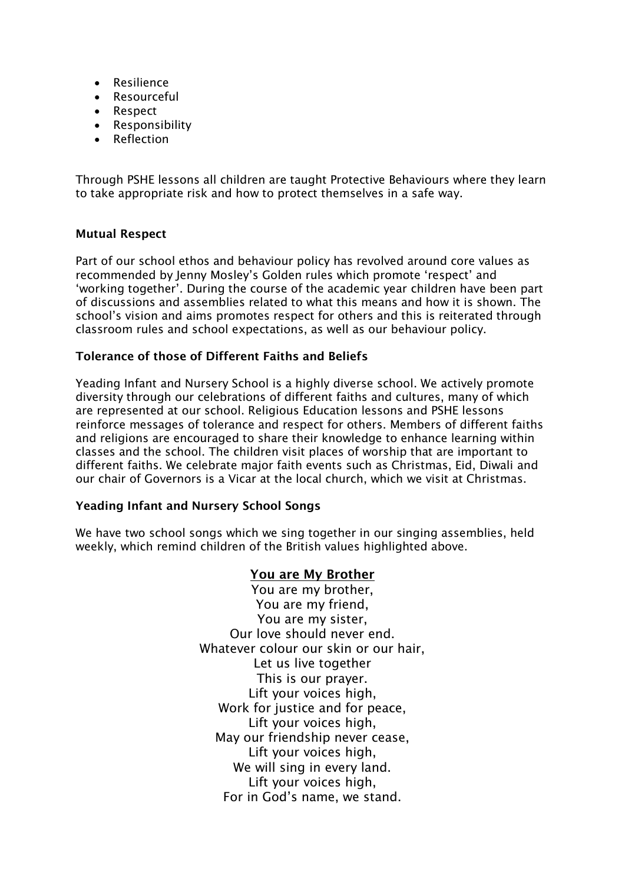- Resilience
- Resourceful
- Respect
- Responsibility
- Reflection

Through PSHE lessons all children are taught Protective Behaviours where they learn to take appropriate risk and how to protect themselves in a safe way.

**Mutual Respect**

Part of our school ethos and behaviour policy has revolved around core values as recommended by Jenny Mosley's Golden rules which promote 'respect' and 'working together'. During the course of the academic year children have been part of discussions and assemblies related to what this means and how it is shown. The school's vision and aims promotes respect for others and this is reiterated through classroom rules and school expectations, as well as our behaviour policy.

**Tolerance of those of Different Faiths and Beliefs**

Yeading Infant and Nursery School is a highly diverse school. We actively promote diversity through our celebrations of different faiths and cultures, many of which are represented at our school. Religious Education lessons and PSHE lessons reinforce messages of tolerance and respect for others. Members of different faiths and religions are encouraged to share their knowledge to enhance learning within classes and the school. The children visit places of worship that are important to different faiths. We celebrate major faith events such as Christmas, Eid, Diwali and our chair of Governors is a Vicar at the local church, which we visit at Christmas.

**Yeading Infant and Nursery School Songs**

We have two school songs which we sing together in our singing assemblies, held weekly, which remind children of the British values highlighted above.

**<u>You are My Brother</u>**

You are my brother,
You are my friend,
You are my sister,
Our love should never end.
Whatever colour our skin or our hair,
Let us live together
This is our prayer.
Lift your voices high,
Work for justice and for peace,
Lift your voices high,
May our friendship never cease,
Lift your voices high,
We will sing in every land.
Lift your voices high,
For in God's name, we stand.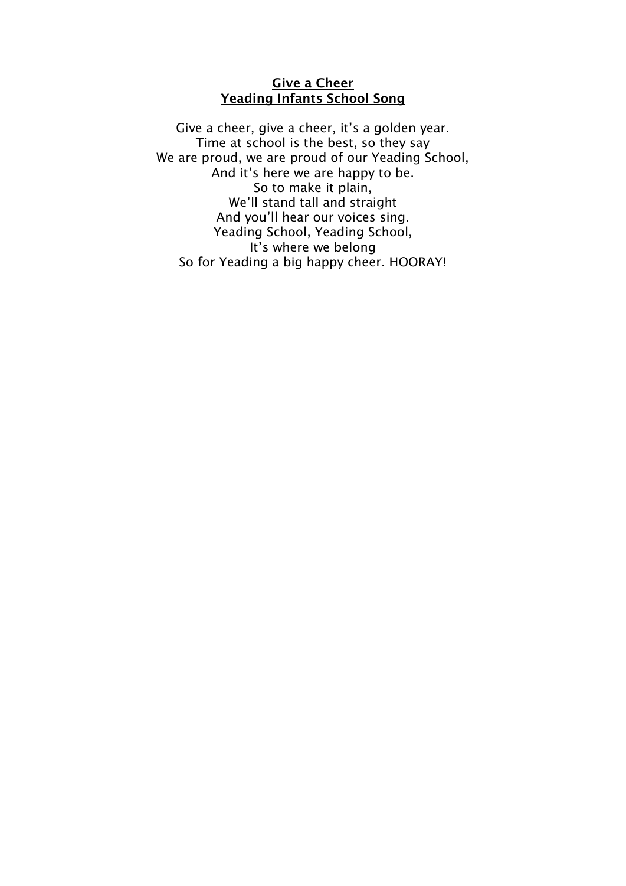**Give a Cheer**
**Yeading Infants School Song**

Give a cheer, give a cheer, it's a golden year.
Time at school is the best, so they say
We are proud, we are proud of our Yeading School,
And it's here we are happy to be.
So to make it plain,
We'll stand tall and straight
And you'll hear our voices sing.
Yeading School, Yeading School,
It's where we belong
So for Yeading a big happy cheer. HOORAY!